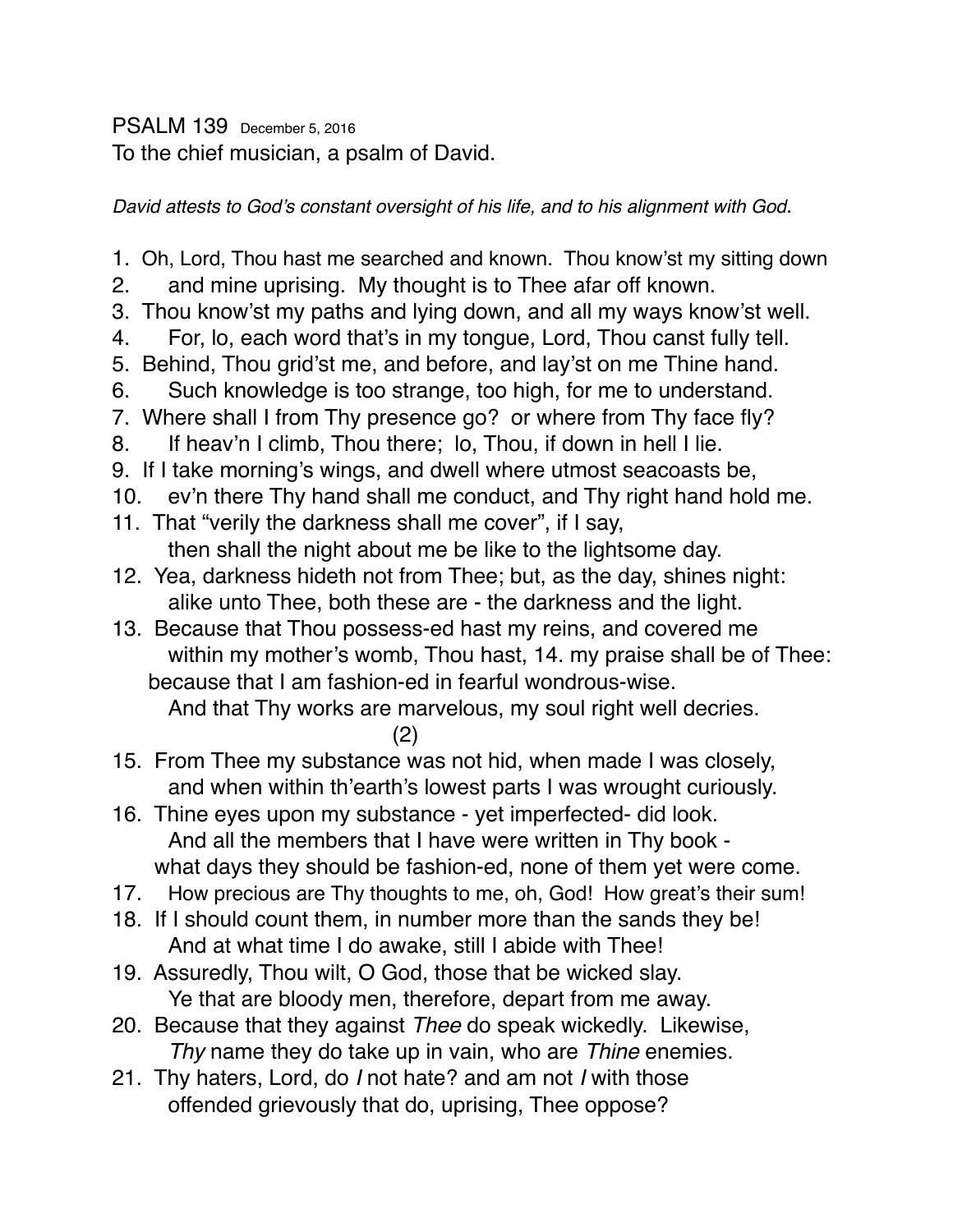PSALM 139 December 5, 2016

To the chief musician, a psalm of David.

*David attests to God's constant oversight of his life, and to his alignment with God*.

1. Oh, Lord, Thou hast me searched and known. Thou know'st my sitting down
2. and mine uprising. My thought is to Thee afar off known.
3. Thou know'st my paths and lying down, and all my ways know'st well.
4. For, lo, each word that's in my tongue, Lord, Thou canst fully tell.
5. Behind, Thou grid'st me, and before, and lay'st on me Thine hand.
6. Such knowledge is too strange, too high, for me to understand.
7. Where shall I from Thy presence go? or where from Thy face fly?
8. If heav'n I climb, Thou there; lo, Thou, if down in hell I lie.
9. If I take morning's wings, and dwell where utmost seacoasts be,
10. ev'n there Thy hand shall me conduct, and Thy right hand hold me.
11. That "verily the darkness shall me cover", if I say,
    then shall the night about me be like to the lightsome day.
12. Yea, darkness hideth not from Thee; but, as the day, shines night:
    alike unto Thee, both these are - the darkness and the light.
13. Because that Thou possess-ed hast my reins, and covered me
    within my mother's womb, Thou hast, 14. my praise shall be of Thee:
    because that I am fashion-ed in fearful wondrous-wise.
    And that Thy works are marvelous, my soul right well decries.

(2)

15. From Thee my substance was not hid, when made I was closely,
    and when within th'earth's lowest parts I was wrought curiously.
16. Thine eyes upon my substance - yet imperfected- did look.
    And all the members that I have were written in Thy book -
    what days they should be fashion-ed, none of them yet were come.
17. How precious are Thy thoughts to me, oh, God! How great's their sum!
18. If I should count them, in number more than the sands they be!
    And at what time I do awake, still I abide with Thee!
19. Assuredly, Thou wilt, O God, those that be wicked slay.
    Ye that are bloody men, therefore, depart from me away.
20. Because that they against *Thee* do speak wickedly. Likewise,
    *Thy* name they do take up in vain, who are *Thine* enemies.
21. Thy haters, Lord, do *I* not hate? and am not *I* with those
    offended grievously that do, uprising, Thee oppose?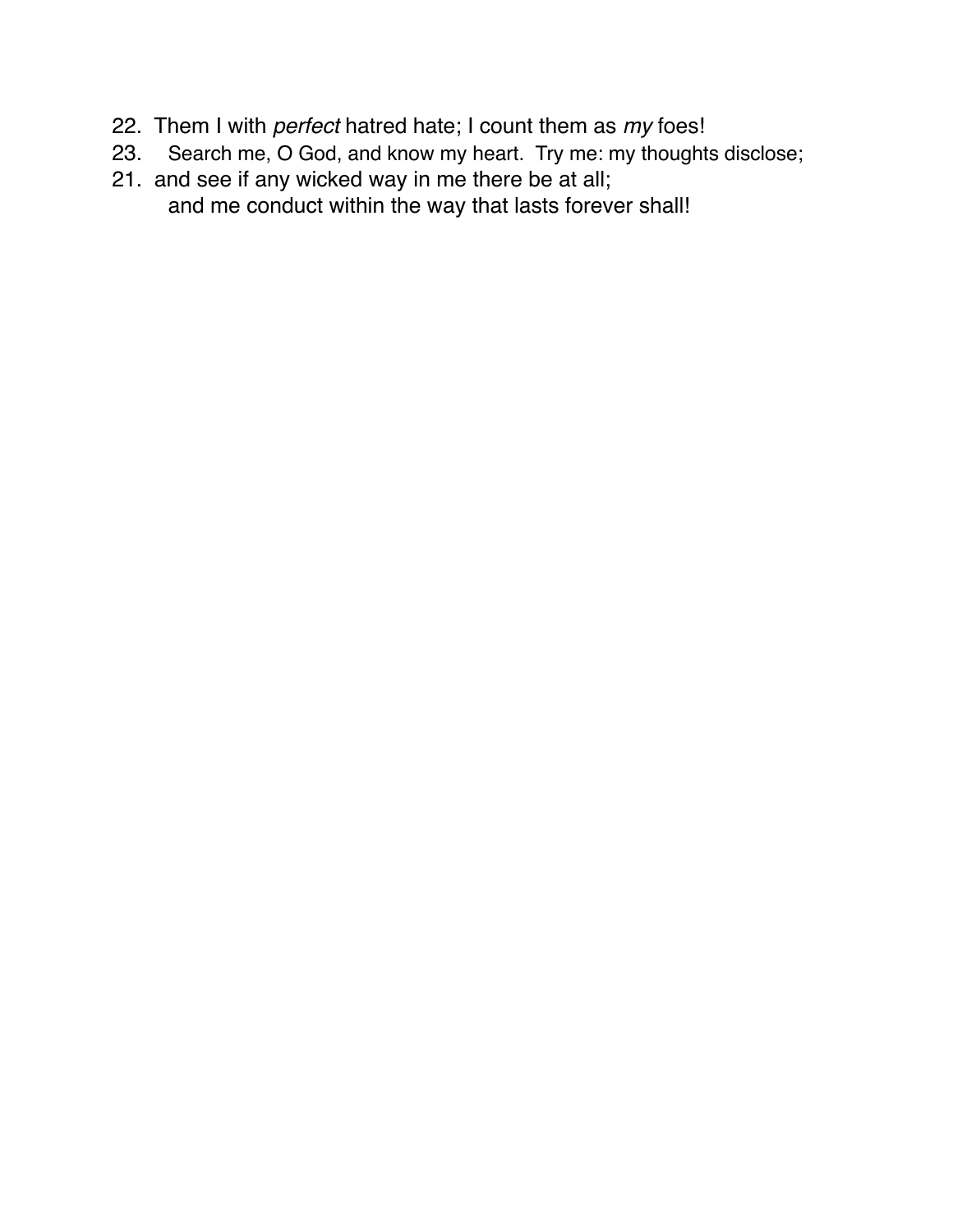22. Them I with *perfect* hatred hate; I count them as *my* foes!
23. Search me, O God, and know my heart. Try me: my thoughts disclose;
21. and see if any wicked way in me there be at all;
    and me conduct within the way that lasts forever shall!